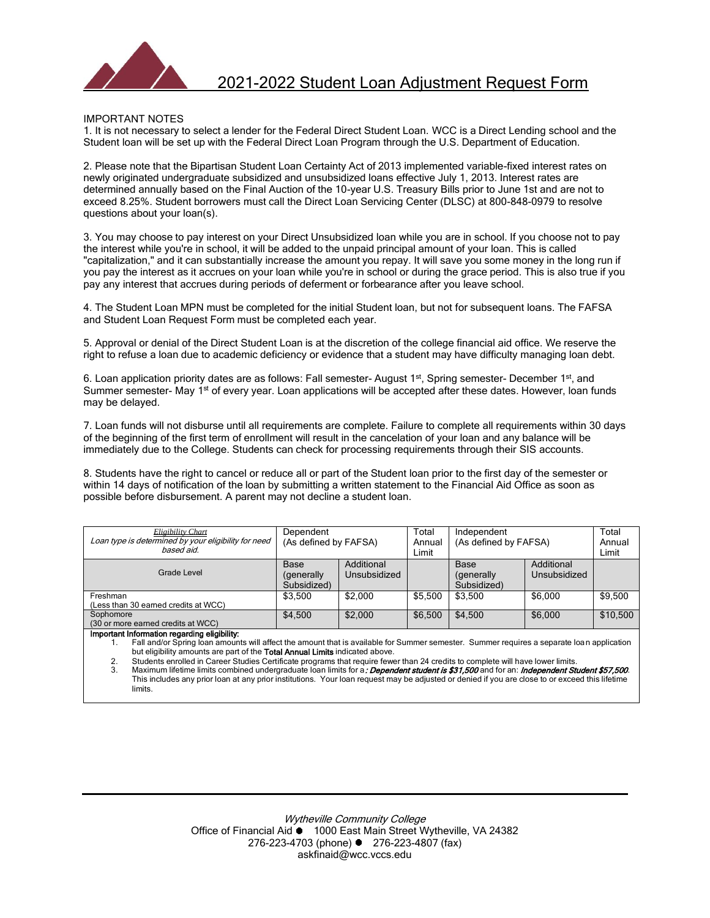# 2021-2022 Student Loan Adjustment Request Form

IMPORTANT NOTES

1. It is not necessary to select a lender for the Federal Direct Student Loan. WCC is a Direct Lending school and the Student loan will be set up with the Federal Direct Loan Program through the U.S. Department of Education.

2. Please note that the Bipartisan Student Loan Certainty Act of 2013 implemented variable-fixed interest rates on newly originated undergraduate subsidized and unsubsidized loans effective July 1, 2013. Interest rates are determined annually based on the Final Auction of the 10-year U.S. Treasury Bills prior to June 1st and are not to exceed 8.25%. Student borrowers must call the Direct Loan Servicing Center (DLSC) at 800-848-0979 to resolve questions about your loan(s).

3. You may choose to pay interest on your Direct Unsubsidized loan while you are in school. If you choose not to pay the interest while you're in school, it will be added to the unpaid principal amount of your loan. This is called "capitalization," and it can substantially increase the amount you repay. It will save you some money in the long run if you pay the interest as it accrues on your loan while you're in school or during the grace period. This is also true if you pay any interest that accrues during periods of deferment or forbearance after you leave school.

4. The Student Loan MPN must be completed for the initial Student loan, but not for subsequent loans. The FAFSA and Student Loan Request Form must be completed each year.

5. Approval or denial of the Direct Student Loan is at the discretion of the college financial aid office. We reserve the right to refuse a loan due to academic deficiency or evidence that a student may have difficulty managing loan debt.

6. Loan application priority dates are as follows: Fall semester- August 1st, Spring semester- December 1st, and Summer semester- May 1st of every year. Loan applications will be accepted after these dates. However, loan funds may be delayed.

7. Loan funds will not disburse until all requirements are complete. Failure to complete all requirements within 30 days of the beginning of the first term of enrollment will result in the cancelation of your loan and any balance will be immediately due to the College. Students can check for processing requirements through their SIS accounts.

8. Students have the right to cancel or reduce all or part of the Student loan prior to the first day of the semester or within 14 days of notification of the loan by submitting a written statement to the Financial Aid Office as soon as possible before disbursement. A parent may not decline a student loan.

| *Eligibility Chart* *Loan type is determined by your eligibility for need based aid.* | Dependent (As defined by FAFSA) | | Total Annual Limit | Independent (As defined by FAFSA) | | Total Annual Limit |
|---|---|---|---|---|---|---|
| Grade Level | Base (generally Subsidized) | Additional Unsubsidized | | Base (generally Subsidized) | Additional Unsubsidized | |
| Freshman (Less than 30 earned credits at WCC) | $3,500 | $2,000 | $5,500 | $3,500 | $6,000 | $9,500 |
| Sophomore (30 or more earned credits at WCC) | $4,500 | $2,000 | $6,500 | $4,500 | $6,000 | $10,500 |

**Important Information regarding eligibility:**

1. Fall and/or Spring loan amounts will affect the amount that is available for Summer semester. Summer requires a separate loan application but eligibility amounts are part of the **Total Annual Limits** indicated above.
2. Students enrolled in Career Studies Certificate programs that require fewer than 24 credits to complete will have lower limits.
3. Maximum lifetime limits combined undergraduate loan limits for a*: **Dependent student is $31,500*** and for an: ***Independent Student $57,500***. This includes any prior loan at any prior institutions. Your loan request may be adjusted or denied if you are close to or exceed this lifetime limits.

*Wytheville Community College*
Office of Financial Aid ● 1000 East Main Street Wytheville, VA 24382
276-223-4703 (phone) ● 276-223-4807 (fax)
askfinaid@wcc.vccs.edu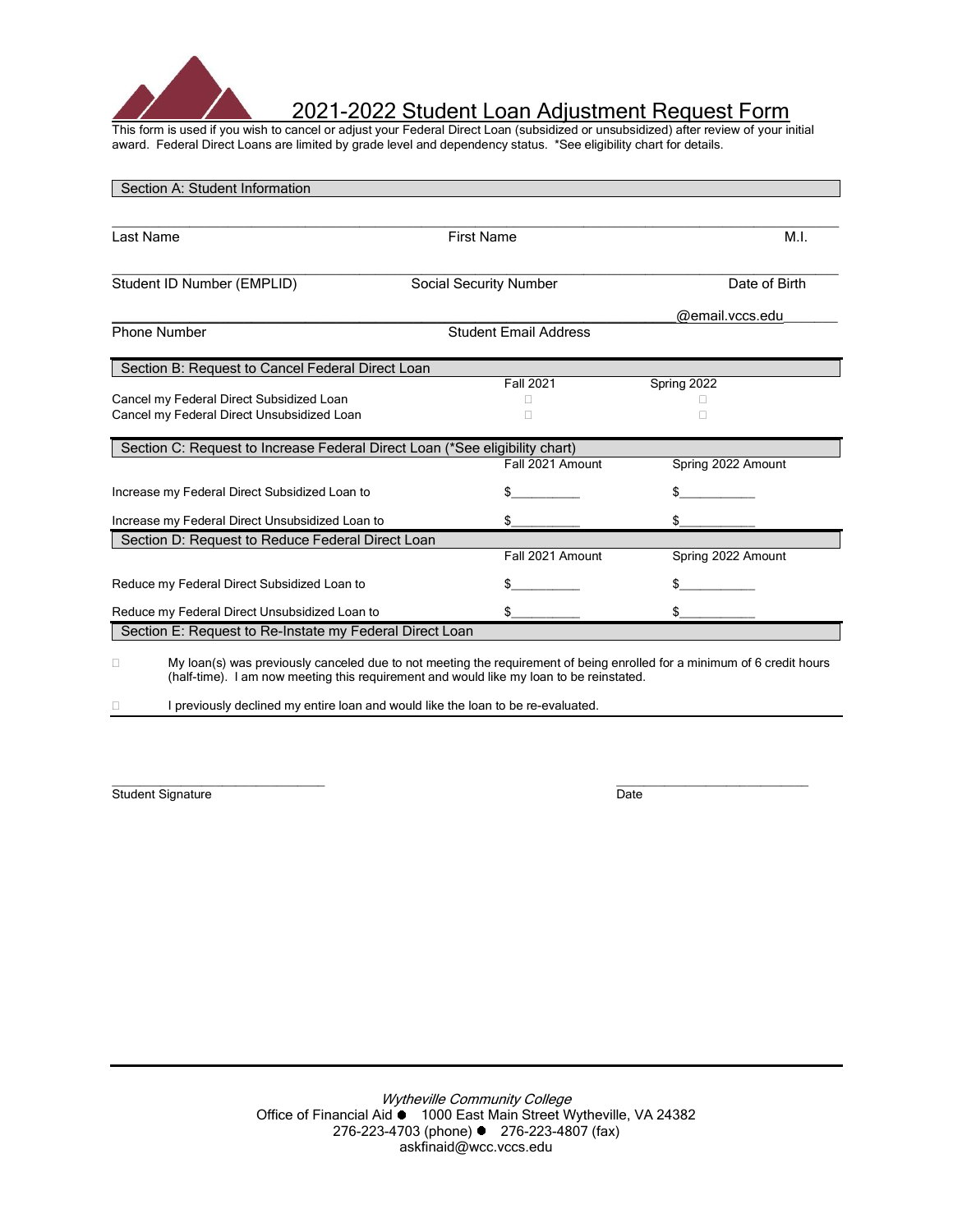# 2021-2022 Student Loan Adjustment Request Form

This form is used if you wish to cancel or adjust your Federal Direct Loan (subsidized or unsubsidized) after review of your initial award. Federal Direct Loans are limited by grade level and dependency status. *See eligibility chart for details.

## Section A: Student Information

| Last Name | First Name | M.I. |
|---|---|---|
| | | |

| Student ID Number (EMPLID) | Social Security Number | Date of Birth |
|---|---|---|
| | | |

| Phone Number | Student Email Address |
|---|---|
| | _______________@email.vccs.edu_______ |

## Section B: Request to Cancel Federal Direct Loan

| | Fall 2021 | Spring 2022 |
|---|---|---|
| Cancel my Federal Direct Subsidized Loan | ☐ | ☐ |
| Cancel my Federal Direct Unsubsidized Loan | ☐ | ☐ |

## Section C: Request to Increase Federal Direct Loan (*See eligibility chart)

| | Fall 2021 Amount | Spring 2022 Amount |
|---|---|---|
| Increase my Federal Direct Subsidized Loan to | $__________ | $___________ |
| Increase my Federal Direct Unsubsidized Loan to | $__________ | $___________ |

## Section D: Request to Reduce Federal Direct Loan

| | Fall 2021 Amount | Spring 2022 Amount |
|---|---|---|
| Reduce my Federal Direct Subsidized Loan to | $__________ | $___________ |
| Reduce my Federal Direct Unsubsidized Loan to | $__________ | $___________ |

## Section E: Request to Re-Instate my Federal Direct Loan

☐ My loan(s) was previously canceled due to not meeting the requirement of being enrolled for a minimum of 6 credit hours (half-time). I am now meeting this requirement and would like my loan to be reinstated.

☐ I previously declined my entire loan and would like the loan to be re-evaluated.

_______________________________ Student Signature

_____________________________ Date

*Wytheville Community College*
Office of Financial Aid ● 1000 East Main Street Wytheville, VA 24382
276-223-4703 (phone) ● 276-223-4807 (fax)
askfinaid@wcc.vccs.edu